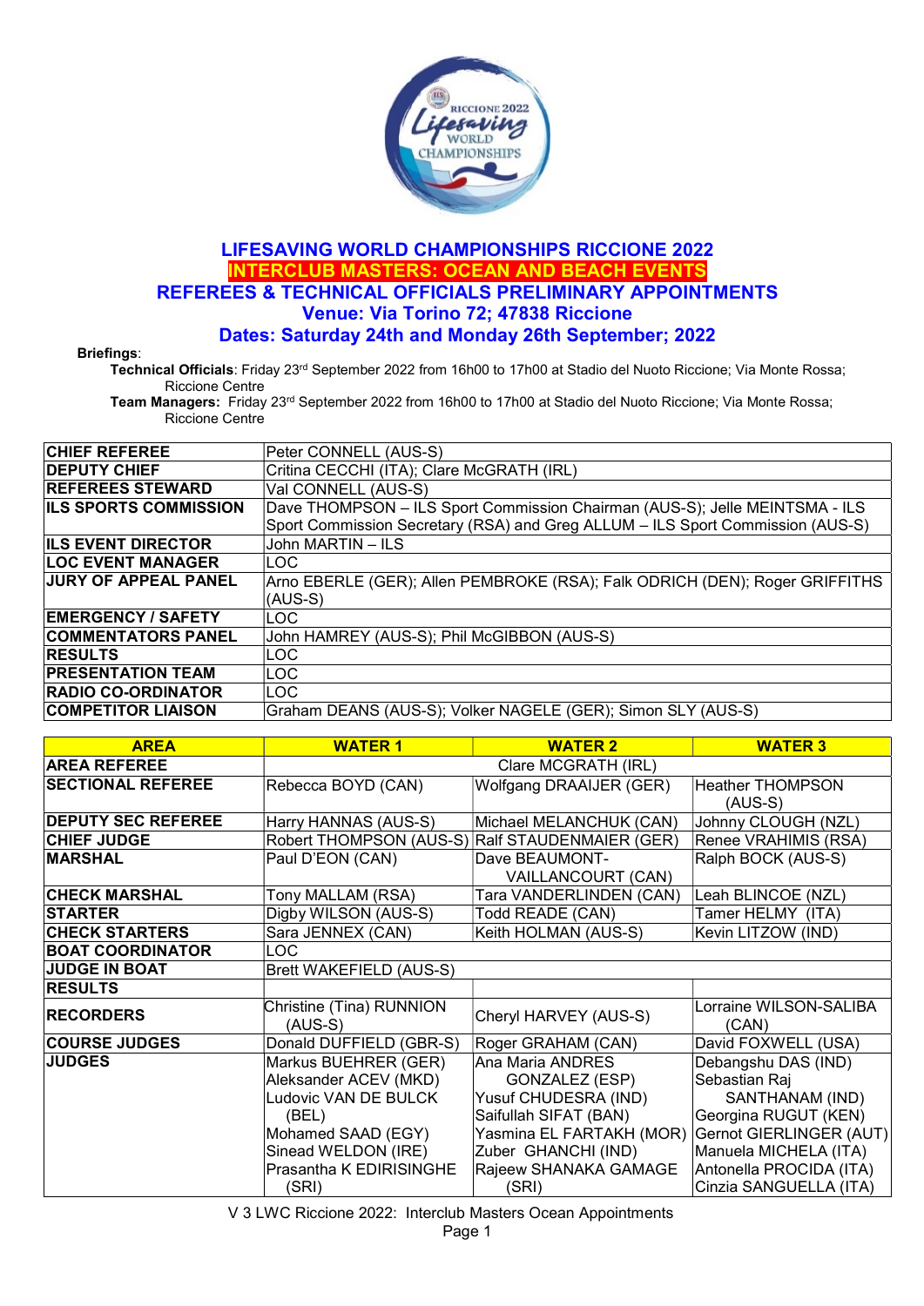# LIFESAVING WORLD CHAMPIONSHIPS RICCIONE 2022

## INTERCLUB MASTERS: OCEAN AND BEACH EVENTS

## REFEREES & TECHNICAL OFFICIALS PRELIMINARY APPOINTMENTS

### Venue: Via Torino 72; 47838 Riccione

### Dates: Saturday 24th and Monday 26th September; 2022

**Briefings**:

**Technical Officials**: Friday 23rd September 2022 from 16h00 to 17h00 at Stadio del Nuoto Riccione; Via Monte Rossa; Riccione Centre

**Team Managers:** Friday 23rd September 2022 from 16h00 to 17h00 at Stadio del Nuoto Riccione; Via Monte Rossa; Riccione Centre

| | |
|---|---|
| **CHIEF REFEREE** | Peter CONNELL (AUS-S) |
| **DEPUTY CHIEF** | Critina CECCHI (ITA); Clare McGRATH (IRL) |
| **REFEREES STEWARD** | Val CONNELL (AUS-S) |
| **ILS SPORTS COMMISSION** | Dave THOMPSON – ILS Sport Commission Chairman (AUS-S); Jelle MEINTSMA - ILS Sport Commission Secretary (RSA) and Greg ALLUM – ILS Sport Commission (AUS-S) |
| **ILS EVENT DIRECTOR** | John MARTIN – ILS |
| **LOC EVENT MANAGER** | LOC |
| **JURY OF APPEAL PANEL** | Arno EBERLE (GER); Allen PEMBROKE (RSA); Falk ODRICH (DEN); Roger GRIFFITHS (AUS-S) |
| **EMERGENCY / SAFETY** | LOC |
| **COMMENTATORS PANEL** | John HAMREY (AUS-S); Phil McGIBBON (AUS-S) |
| **RESULTS** | LOC |
| **PRESENTATION TEAM** | LOC |
| **RADIO CO-ORDINATOR** | LOC |
| **COMPETITOR LIAISON** | Graham DEANS (AUS-S); Volker NAGELE (GER); Simon SLY (AUS-S) |

| AREA | WATER 1 | WATER 2 | WATER 3 |
|---|---|---|---|
| **AREA REFEREE** | Clare MCGRATH (IRL) | | |
| **SECTIONAL REFEREE** | Rebecca BOYD (CAN) | Wolfgang DRAAIJER (GER) | Heather THOMPSON (AUS-S) |
| **DEPUTY SEC REFEREE** | Harry HANNAS (AUS-S) | Michael MELANCHUK (CAN) | Johnny CLOUGH (NZL) |
| **CHIEF JUDGE** | Robert THOMPSON (AUS-S) | Ralf STAUDENMAIER (GER) | Renee VRAHIMIS (RSA) |
| **MARSHAL** | Paul D'EON (CAN) | Dave BEAUMONT-VAILLANCOURT (CAN) | Ralph BOCK (AUS-S) |
| **CHECK MARSHAL** | Tony MALLAM (RSA) | Tara VANDERLINDEN (CAN) | Leah BLINCOE (NZL) |
| **STARTER** | Digby WILSON (AUS-S) | Todd READE (CAN) | Tamer HELMY (ITA) |
| **CHECK STARTERS** | Sara JENNEX (CAN) | Keith HOLMAN (AUS-S) | Kevin LITZOW (IND) |
| **BOAT COORDINATOR** | LOC | | |
| **JUDGE IN BOAT** | Brett WAKEFIELD (AUS-S) | | |
| **RESULTS** | | | |
| **RECORDERS** | Christine (Tina) RUNNION (AUS-S) | Cheryl HARVEY (AUS-S) | Lorraine WILSON-SALIBA (CAN) |
| **COURSE JUDGES** | Donald DUFFIELD (GBR-S) | Roger GRAHAM (CAN) | David FOXWELL (USA) |
| **JUDGES** | Markus BUEHRER (GER)<br>Aleksander ACEV (MKD)<br>Ludovic VAN DE BULCK (BEL)<br>Mohamed SAAD (EGY)<br>Sinead WELDON (IRE)<br>Prasantha K EDIRISINGHE (SRI) | Ana Maria ANDRES GONZALEZ (ESP)<br>Yusuf CHUDESRA (IND)<br>Saifullah SIFAT (BAN)<br>Yasmina EL FARTAKH (MOR)<br>Zuber GHANCHI (IND)<br>Rajeew SHANAKA GAMAGE (SRI) | Debangshu DAS (IND)<br>Sebastian Raj SANTHANAM (IND)<br>Georgina RUGUT (KEN)<br>Gernot GIERLINGER (AUT)<br>Manuela MICHELA (ITA)<br>Antonella PROCIDA (ITA)<br>Cinzia SANGUELLA (ITA) |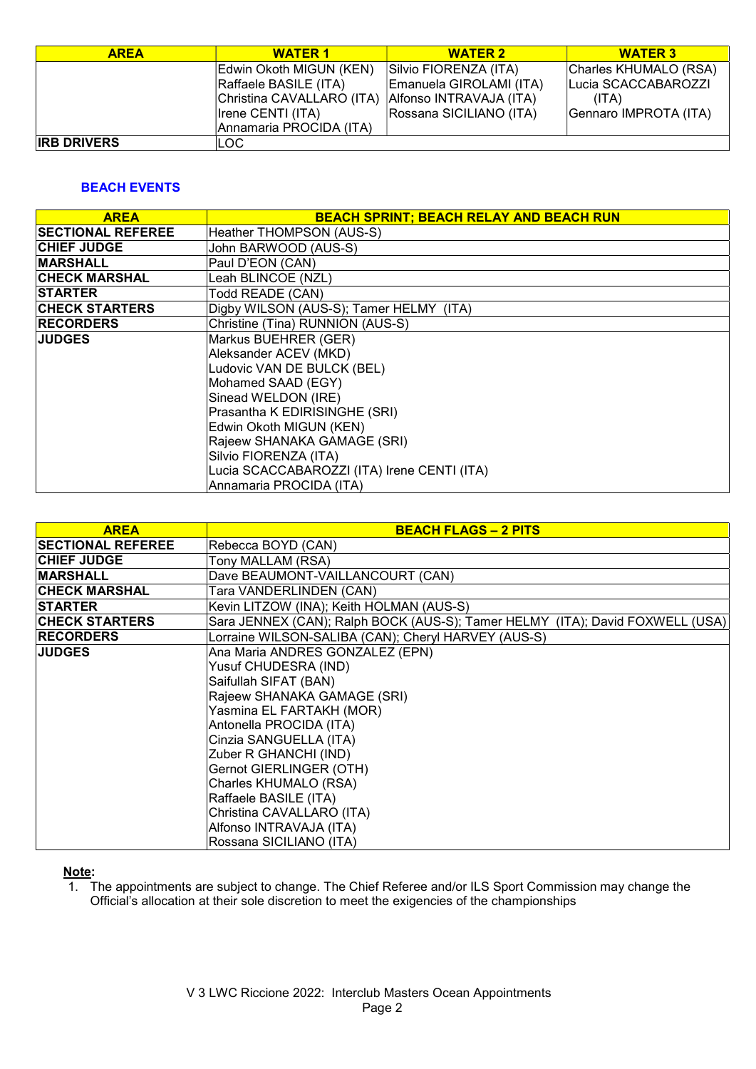| AREA | WATER 1 | WATER 2 | WATER 3 |
|---|---|---|---|
| | Edwin Okoth MIGUN (KEN)<br>Raffaele BASILE (ITA)<br>Christina CAVALLARO (ITA)<br>Irene CENTI (ITA)<br>Annamaria PROCIDA (ITA) | Silvio FIORENZA (ITA)<br>Emanuela GIROLAMI (ITA)<br>Alfonso INTRAVAJA (ITA)<br>Rossana SICILIANO (ITA) | Charles KHUMALO (RSA)<br>Lucia SCACCABAROZZI (ITA)<br>Gennaro IMPROTA (ITA) |
| **IRB DRIVERS** | LOC | | |

### BEACH EVENTS

| AREA | BEACH SPRINT; BEACH RELAY AND BEACH RUN |
|---|---|
| **SECTIONAL REFEREE** | Heather THOMPSON (AUS-S) |
| **CHIEF JUDGE** | John BARWOOD (AUS-S) |
| **MARSHALL** | Paul D'EON (CAN) |
| **CHECK MARSHAL** | Leah BLINCOE (NZL) |
| **STARTER** | Todd READE (CAN) |
| **CHECK STARTERS** | Digby WILSON (AUS-S); Tamer HELMY (ITA) |
| **RECORDERS** | Christine (Tina) RUNNION (AUS-S) |
| **JUDGES** | Markus BUEHRER (GER)<br>Aleksander ACEV (MKD)<br>Ludovic VAN DE BULCK (BEL)<br>Mohamed SAAD (EGY)<br>Sinead WELDON (IRE)<br>Prasantha K EDIRISINGHE (SRI)<br>Edwin Okoth MIGUN (KEN)<br>Rajeew SHANAKA GAMAGE (SRI)<br>Silvio FIORENZA (ITA)<br>Lucia SCACCABAROZZI (ITA) Irene CENTI (ITA)<br>Annamaria PROCIDA (ITA) |

| AREA | BEACH FLAGS – 2 PITS |
|---|---|
| **SECTIONAL REFEREE** | Rebecca BOYD (CAN) |
| **CHIEF JUDGE** | Tony MALLAM (RSA) |
| **MARSHALL** | Dave BEAUMONT-VAILLANCOURT (CAN) |
| **CHECK MARSHAL** | Tara VANDERLINDEN (CAN) |
| **STARTER** | Kevin LITZOW (INA); Keith HOLMAN (AUS-S) |
| **CHECK STARTERS** | Sara JENNEX (CAN); Ralph BOCK (AUS-S); Tamer HELMY (ITA); David FOXWELL (USA) |
| **RECORDERS** | Lorraine WILSON-SALIBA (CAN); Cheryl HARVEY (AUS-S) |
| **JUDGES** | Ana Maria ANDRES GONZALEZ (EPN)<br>Yusuf CHUDESRA (IND)<br>Saifullah SIFAT (BAN)<br>Rajeew SHANAKA GAMAGE (SRI)<br>Yasmina EL FARTAKH (MOR)<br>Antonella PROCIDA (ITA)<br>Cinzia SANGUELLA (ITA)<br>Zuber R GHANCHI (IND)<br>Gernot GIERLINGER (OTH)<br>Charles KHUMALO (RSA)<br>Raffaele BASILE (ITA)<br>Christina CAVALLARO (ITA)<br>Alfonso INTRAVAJA (ITA)<br>Rossana SICILIANO (ITA) |

**Note:**

1. The appointments are subject to change. The Chief Referee and/or ILS Sport Commission may change the Official's allocation at their sole discretion to meet the exigencies of the championships